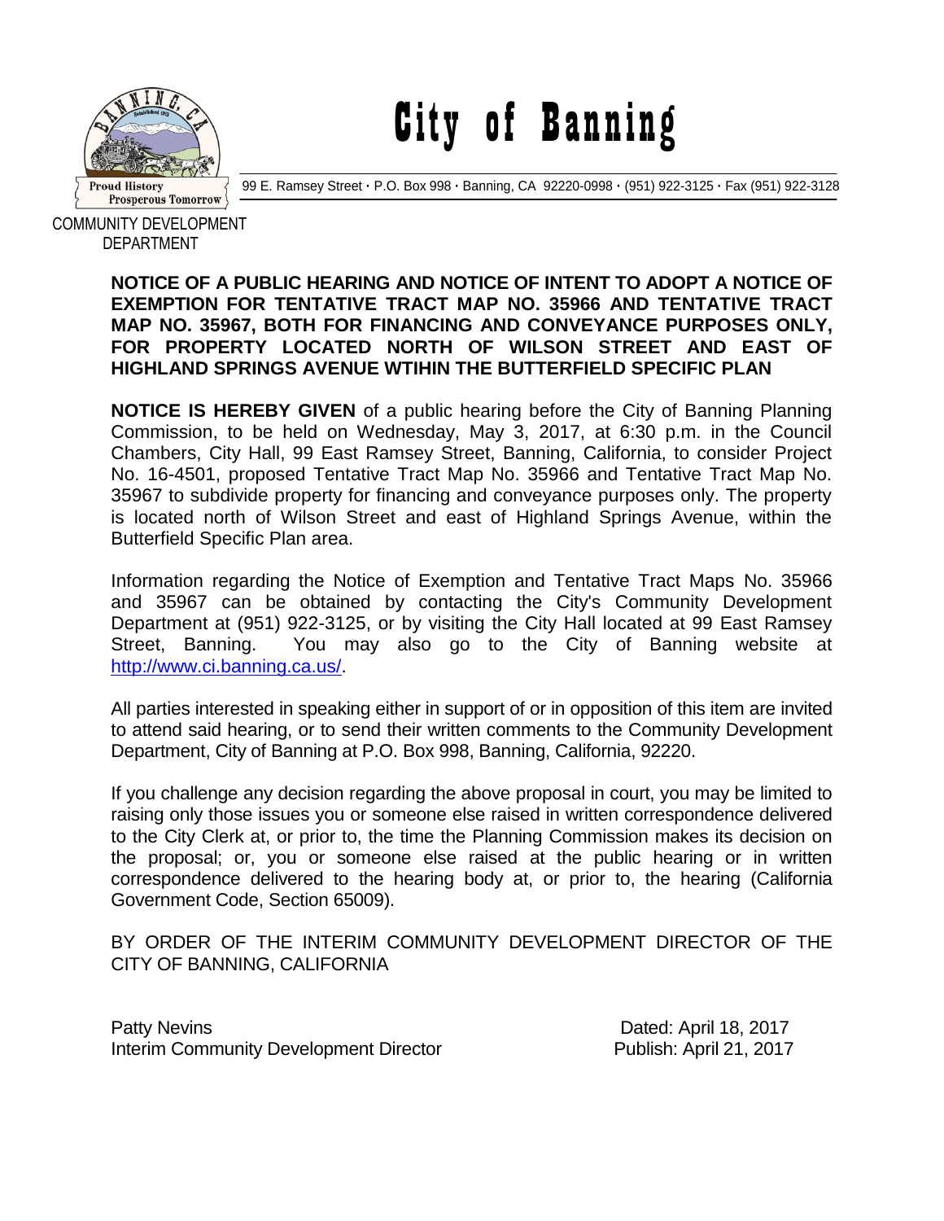# City of Banning

99 E. Ramsey Street · P.O. Box 998 · Banning, CA 92220-0998 · (951) 922-3125 · Fax (951) 922-3128

Proud History
Prosperous Tomorrow

COMMUNITY DEVELOPMENT DEPARTMENT

**NOTICE OF A PUBLIC HEARING AND NOTICE OF INTENT TO ADOPT A NOTICE OF EXEMPTION FOR TENTATIVE TRACT MAP NO. 35966 AND TENTATIVE TRACT MAP NO. 35967, BOTH FOR FINANCING AND CONVEYANCE PURPOSES ONLY, FOR PROPERTY LOCATED NORTH OF WILSON STREET AND EAST OF HIGHLAND SPRINGS AVENUE WTIHIN THE BUTTERFIELD SPECIFIC PLAN**

**NOTICE IS HEREBY GIVEN** of a public hearing before the City of Banning Planning Commission, to be held on Wednesday, May 3, 2017, at 6:30 p.m. in the Council Chambers, City Hall, 99 East Ramsey Street, Banning, California, to consider Project No. 16-4501, proposed Tentative Tract Map No. 35966 and Tentative Tract Map No. 35967 to subdivide property for financing and conveyance purposes only. The property is located north of Wilson Street and east of Highland Springs Avenue, within the Butterfield Specific Plan area.

Information regarding the Notice of Exemption and Tentative Tract Maps No. 35966 and 35967 can be obtained by contacting the City's Community Development Department at (951) 922-3125, or by visiting the City Hall located at 99 East Ramsey Street, Banning. You may also go to the City of Banning website at http://www.ci.banning.ca.us/.

All parties interested in speaking either in support of or in opposition of this item are invited to attend said hearing, or to send their written comments to the Community Development Department, City of Banning at P.O. Box 998, Banning, California, 92220.

If you challenge any decision regarding the above proposal in court, you may be limited to raising only those issues you or someone else raised in written correspondence delivered to the City Clerk at, or prior to, the time the Planning Commission makes its decision on the proposal; or, you or someone else raised at the public hearing or in written correspondence delivered to the hearing body at, or prior to, the hearing (California Government Code, Section 65009).

BY ORDER OF THE INTERIM COMMUNITY DEVELOPMENT DIRECTOR OF THE CITY OF BANNING, CALIFORNIA

Patty Nevins
Interim Community Development Director

Dated: April 18, 2017
Publish: April 21, 2017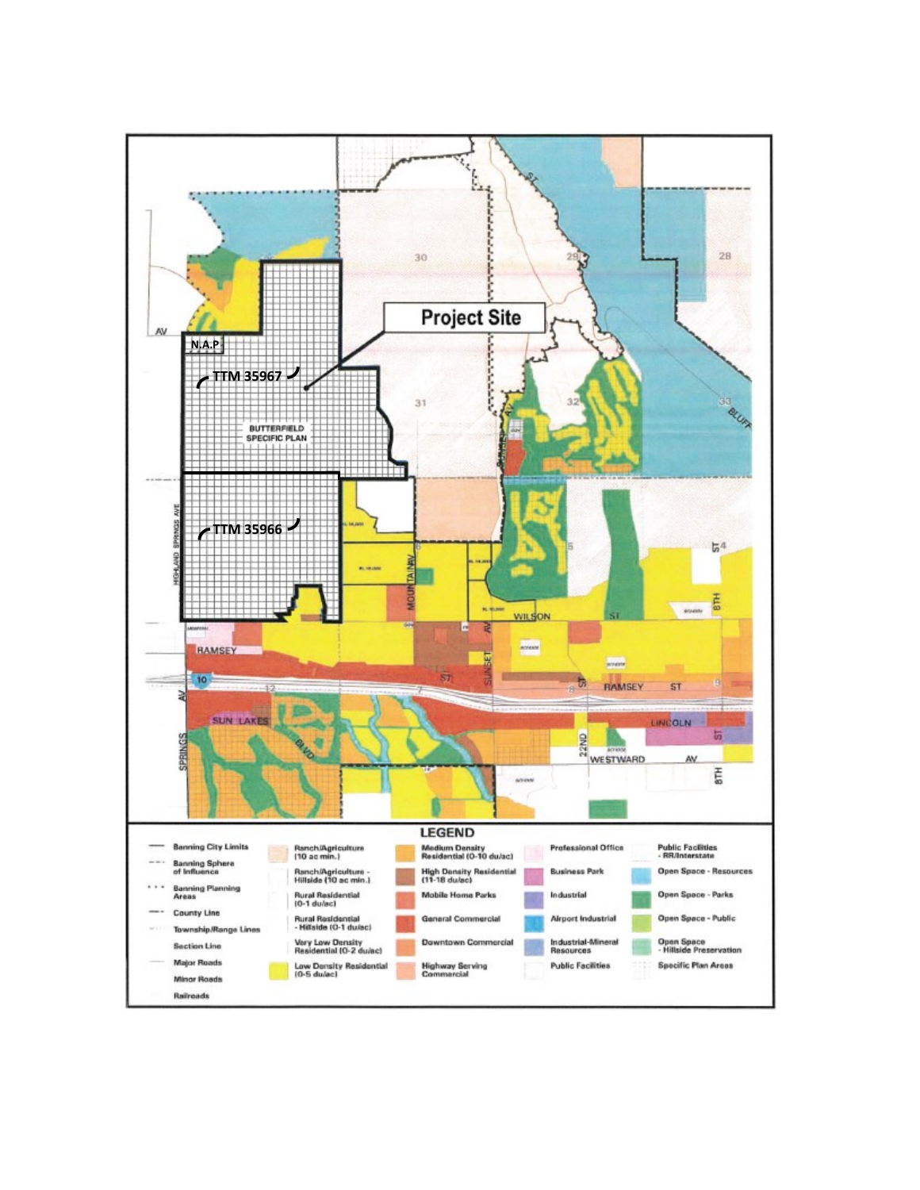Project Site

N.A.P

TTM 35967

BUTTERFIELD SPECIFIC PLAN

TTM 35966

HIGHLAND SPRINGS AVE

MOUNTAIN AV

SUNSET AV

WILSON ST

RAMSEY ST

SUN LAKES BLVD

LINCOLN ST

22ND ST

WESTWARD AV

8TH ST

BLUFF ST

SPRINGS AV

LEGEND

- Banning City Limits
- Banning Sphere of Influence
- Banning Planning Areas
- County Line
- Township/Range Lines
- Section Line
- Major Roads
- Minor Roads
- Railroads
- Ranch/Agriculture (10 ac min.)
- Ranch/Agriculture - Hillside (10 ac min.)
- Rural Residential (0-1 du/ac)
- Rural Residential - Hillside (0-1 du/ac)
- Very Low Density Residential (0-2 du/ac)
- Low Density Residential (0-5 du/ac)
- Medium Density Residential (0-10 du/ac)
- High Density Residential (11-18 du/ac)
- Mobile Home Parks
- General Commercial
- Downtown Commercial
- Highway Serving Commercial
- Professional Office
- Business Park
- Industrial
- Airport Industrial
- Industrial-Mineral Resources
- Public Facilities
- Public Facilities - RR/Interstate
- Open Space - Resources
- Open Space - Parks
- Open Space - Public
- Open Space - Hillside Preservation
- Specific Plan Areas